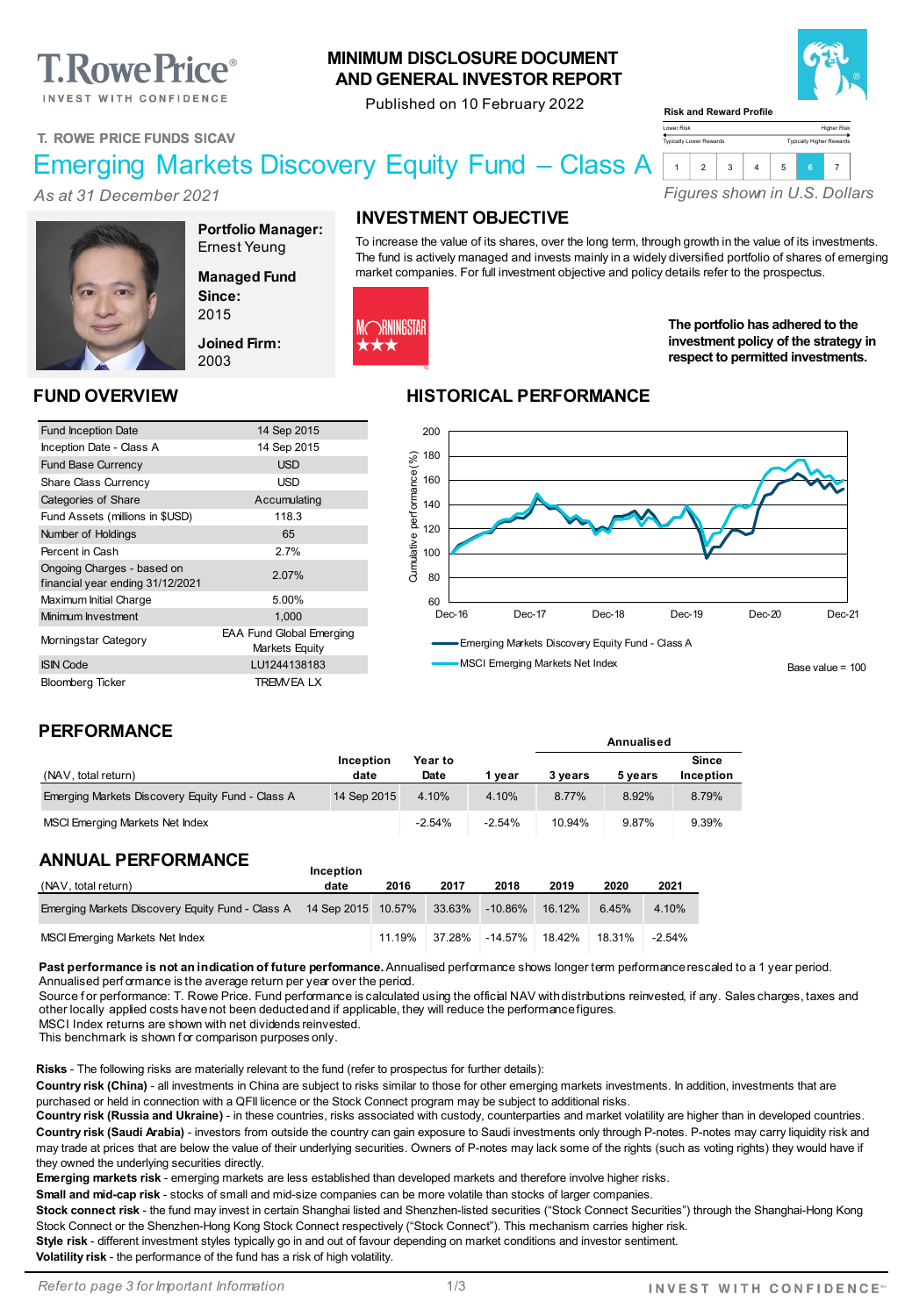# MINIMUM DISCLOSURE DOCUMENT AND GENERAL INVESTOR REPORT

Published on 10 February 2022

**T. ROWE PRICE FUNDS SICAV**

# Emerging Markets Discovery Equity Fund – Class A

*As at 31 December 2021*

**Risk and Reward Profile**

Lower Risk — Higher Risk

Typically Lower Rewards — Typically Higher Rewards

| 1 | 2 | 3 | 4 | 5 | **6** | 7 |
|---|---|---|---|---|---|---|

*Figures shown in U.S. Dollars*

**Portfolio Manager:** Ernest Yeung

**Managed Fund Since:** 2015

**Joined Firm:** 2003

## INVESTMENT OBJECTIVE

To increase the value of its shares, over the long term, through growth in the value of its investments. The fund is actively managed and invests mainly in a widely diversified portfolio of shares of emerging market companies. For full investment objective and policy details refer to the prospectus.

**The portfolio has adhered to the investment policy of the strategy in respect to permitted investments.**

## FUND OVERVIEW

| | |
|---|---|
| Fund Inception Date | 14 Sep 2015 |
| Inception Date - Class A | 14 Sep 2015 |
| Fund Base Currency | USD |
| Share Class Currency | USD |
| Categories of Share | Accumulating |
| Fund Assets (millions in $USD) | 118.3 |
| Number of Holdings | 65 |
| Percent in Cash | 2.7% |
| Ongoing Charges - based on financial year ending 31/12/2021 | 2.07% |
| Maximum Initial Charge | 5.00% |
| Minimum Investment | 1,000 |
| Morningstar Category | EAA Fund Global Emerging Markets Equity |
| ISIN Code | LU1244138183 |
| Bloomberg Ticker | TREMVEA LX |

## HISTORICAL PERFORMANCE

Cumulative performance (%), Dec-16 to Dec-21

Emerging Markets Discovery Equity Fund - Class A

MSCI Emerging Markets Net Index

Base value = 100

## PERFORMANCE

| (NAV, total return) | Inception date | Year to Date | 1 year | 3 years (Annualised) | 5 years (Annualised) | Since Inception (Annualised) |
|---|---|---|---|---|---|---|
| Emerging Markets Discovery Equity Fund - Class A | 14 Sep 2015 | 4.10% | 4.10% | 8.77% | 8.92% | 8.79% |
| MSCI Emerging Markets Net Index | | -2.54% | -2.54% | 10.94% | 9.87% | 9.39% |

## ANNUAL PERFORMANCE

| (NAV, total return) | Inception date | 2016 | 2017 | 2018 | 2019 | 2020 | 2021 |
|---|---|---|---|---|---|---|---|
| Emerging Markets Discovery Equity Fund - Class A | 14 Sep 2015 | 10.57% | 33.63% | -10.86% | 16.12% | 6.45% | 4.10% |
| MSCI Emerging Markets Net Index | | 11.19% | 37.28% | -14.57% | 18.42% | 18.31% | -2.54% |

**Past performance is not an indication of future performance.** Annualised performance shows longer term performance rescaled to a 1 year period. Annualised performance is the average return per year over the period.
Source for performance: T. Rowe Price. Fund performance is calculated using the official NAV with distributions reinvested, if any. Sales charges, taxes and other locally applied costs have not been deducted and if applicable, they will reduce the performance figures.
MSCI Index returns are shown with net dividends reinvested.
This benchmark is shown for comparison purposes only.

**Risks** - The following risks are materially relevant to the fund (refer to prospectus for further details):
**Country risk (China)** - all investments in China are subject to risks similar to those for other emerging markets investments. In addition, investments that are purchased or held in connection with a QFII licence or the Stock Connect program may be subject to additional risks.
**Country risk (Russia and Ukraine)** - in these countries, risks associated with custody, counterparties and market volatility are higher than in developed countries.
**Country risk (Saudi Arabia)** - investors from outside the country can gain exposure to Saudi investments only through P-notes. P-notes may carry liquidity risk and may trade at prices that are below the value of their underlying securities. Owners of P-notes may lack some of the rights (such as voting rights) they would have if they owned the underlying securities directly.
**Emerging markets risk** - emerging markets are less established than developed markets and therefore involve higher risks.
**Small and mid-cap risk** - stocks of small and mid-size companies can be more volatile than stocks of larger companies.
**Stock connect risk** - the fund may invest in certain Shanghai listed and Shenzhen-listed securities ("Stock Connect Securities") through the Shanghai-Hong Kong Stock Connect or the Shenzhen-Hong Kong Stock Connect respectively ("Stock Connect"). This mechanism carries higher risk.
**Style risk** - different investment styles typically go in and out of favour depending on market conditions and investor sentiment.
**Volatility risk** - the performance of the fund has a risk of high volatility.

*Refer to page 3 for Important Information*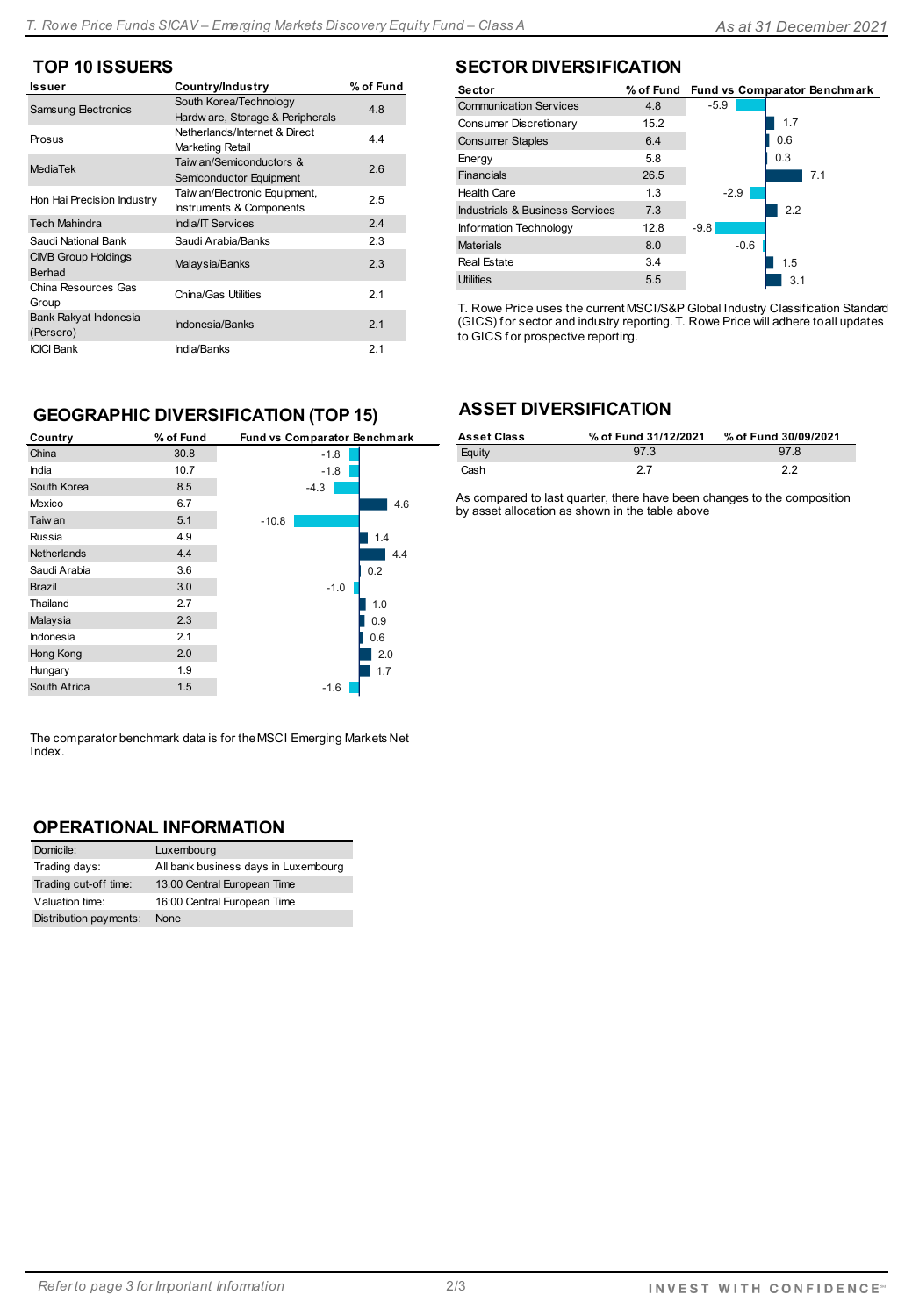## TOP 10 ISSUERS

| Issuer | Country/Industry | % of Fund |
|---|---|---|
| Samsung Electronics | South Korea/Technology Hardware, Storage & Peripherals | 4.8 |
| Prosus | Netherlands/Internet & Direct Marketing Retail | 4.4 |
| MediaTek | Taiwan/Semiconductors & Semiconductor Equipment | 2.6 |
| Hon Hai Precision Industry | Taiwan/Electronic Equipment, Instruments & Components | 2.5 |
| Tech Mahindra | India/IT Services | 2.4 |
| Saudi National Bank | Saudi Arabia/Banks | 2.3 |
| CIMB Group Holdings Berhad | Malaysia/Banks | 2.3 |
| China Resources Gas Group | China/Gas Utilities | 2.1 |
| Bank Rakyat Indonesia (Persero) | Indonesia/Banks | 2.1 |
| ICICI Bank | India/Banks | 2.1 |

## SECTOR DIVERSIFICATION

| Sector | % of Fund | Fund vs Comparator Benchmark |
|---|---|---|
| Communication Services | 4.8 | -5.9 |
| Consumer Discretionary | 15.2 | 1.7 |
| Consumer Staples | 6.4 | 0.6 |
| Energy | 5.8 | 0.3 |
| Financials | 26.5 | 7.1 |
| Health Care | 1.3 | -2.9 |
| Industrials & Business Services | 7.3 | 2.2 |
| Information Technology | 12.8 | -9.8 |
| Materials | 8.0 | -0.6 |
| Real Estate | 3.4 | 1.5 |
| Utilities | 5.5 | 3.1 |

T. Rowe Price uses the current MSCI/S&P Global Industry Classification Standard (GICS) for sector and industry reporting. T. Rowe Price will adhere to all updates to GICS for prospective reporting.

## GEOGRAPHIC DIVERSIFICATION (TOP 15)

| Country | % of Fund | Fund vs Comparator Benchmark |
|---|---|---|
| China | 30.8 | -1.8 |
| India | 10.7 | -1.8 |
| South Korea | 8.5 | -4.3 |
| Mexico | 6.7 | 4.6 |
| Taiwan | 5.1 | -10.8 |
| Russia | 4.9 | 1.4 |
| Netherlands | 4.4 | 4.4 |
| Saudi Arabia | 3.6 | 0.2 |
| Brazil | 3.0 | -1.0 |
| Thailand | 2.7 | 1.0 |
| Malaysia | 2.3 | 0.9 |
| Indonesia | 2.1 | 0.6 |
| Hong Kong | 2.0 | 2.0 |
| Hungary | 1.9 | 1.7 |
| South Africa | 1.5 | -1.6 |

The comparator benchmark data is for the MSCI Emerging Markets Net Index.

## ASSET DIVERSIFICATION

| Asset Class | % of Fund 31/12/2021 | % of Fund 30/09/2021 |
|---|---|---|
| Equity | 97.3 | 97.8 |
| Cash | 2.7 | 2.2 |

As compared to last quarter, there have been changes to the composition by asset allocation as shown in the table above

## OPERATIONAL INFORMATION

| | |
|---|---|
| Domicile: | Luxembourg |
| Trading days: | All bank business days in Luxembourg |
| Trading cut-off time: | 13.00 Central European Time |
| Valuation time: | 16:00 Central European Time |
| Distribution payments: | None |

*Refer to page 3 for Important Information*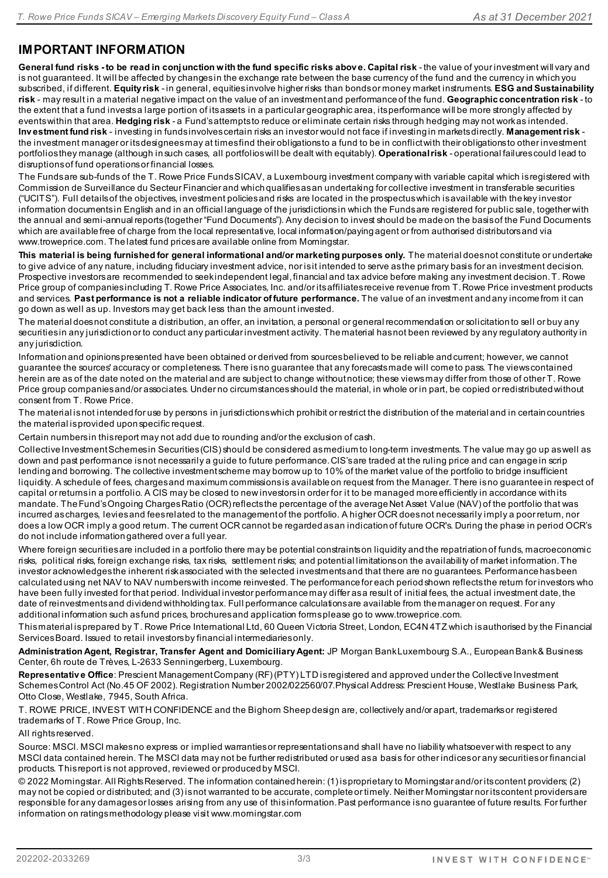## IMPORTANT INFORMATION

**General fund risks - to be read in conjunction with the fund specific risks above. Capital risk** - the value of your investment will vary and is not guaranteed. It will be affected by changes in the exchange rate between the base currency of the fund and the currency in which you subscribed, if different. **Equity risk** - in general, equities involve higher risks than bonds or money market instruments. **ESG and Sustainability risk** - may result in a material negative impact on the value of an investment and performance of the fund. **Geographic concentration risk** - to the extent that a fund invests a large portion of its assets in a particular geographic area, its performance will be more strongly affected by events within that area. **Hedging risk** - a Fund's attempts to reduce or eliminate certain risks through hedging may not work as intended. **Investment fund risk** - investing in funds involves certain risks an investor would not face if investing in markets directly. **Management risk** - the investment manager or its designees may at times find their obligations to a fund to be in conflict with their obligations to other investment portfolios they manage (although in such cases, all portfolios will be dealt with equitably). **Operational risk** - operational failures could lead to disruptions of fund operations or financial losses.

The Funds are sub-funds of the T. Rowe Price Funds SICAV, a Luxembourg investment company with variable capital which is registered with Commission de Surveillance du Secteur Financier and which qualifies as an undertaking for collective investment in transferable securities ("UCITS"). Full details of the objectives, investment policies and risks are located in the prospectus which is available with the key investor information documents in English and in an official language of the jurisdictions in which the Funds are registered for public sale, together with the annual and semi-annual reports (together "Fund Documents"). Any decision to invest should be made on the basis of the Fund Documents which are available free of charge from the local representative, local information/paying agent or from authorised distributors and via www.troweprice.com. The latest fund prices are available online from Morningstar.

**This material is being furnished for general informational and/or marketing purposes only.** The material does not constitute or undertake to give advice of any nature, including fiduciary investment advice, nor is it intended to serve as the primary basis for an investment decision. Prospective investors are recommended to seek independent legal, financial and tax advice before making any investment decision. T. Rowe Price group of companies including T. Rowe Price Associates, Inc. and/or its affiliates receive revenue from T. Rowe Price investment products and services. **Past performance is not a reliable indicator of future performance.** The value of an investment and any income from it can go down as well as up. Investors may get back less than the amount invested.

The material does not constitute a distribution, an offer, an invitation, a personal or general recommendation or solicitation to sell or buy any securities in any jurisdiction or to conduct any particular investment activity. The material has not been reviewed by any regulatory authority in any jurisdiction.

Information and opinions presented have been obtained or derived from sources believed to be reliable and current; however, we cannot guarantee the sources' accuracy or completeness. There is no guarantee that any forecasts made will come to pass. The views contained herein are as of the date noted on the material and are subject to change without notice; these views may differ from those of other T. Rowe Price group companies and/or associates. Under no circumstances should the material, in whole or in part, be copied or redistributed without consent from T. Rowe Price.

The material is not intended for use by persons in jurisdictions which prohibit or restrict the distribution of the material and in certain countries the material is provided upon specific request.

Certain numbers in this report may not add due to rounding and/or the exclusion of cash.

Collective Investment Schemes in Securities (CIS) should be considered as medium to long-term investments. The value may go up as well as down and past performance is not necessarily a guide to future performance. CIS's are traded at the ruling price and can engage in scrip lending and borrowing. The collective investment scheme may borrow up to 10% of the market value of the portfolio to bridge insufficient liquidity. A schedule of fees, charges and maximum commissions is available on request from the Manager. There is no guarantee in respect of capital or returns in a portfolio. A CIS may be closed to new investors in order for it to be managed more efficiently in accordance with its mandate. The Fund's Ongoing Charges Ratio (OCR) reflects the percentage of the average Net Asset Value (NAV) of the portfolio that was incurred as charges, levies and fees related to the management of the portfolio. A higher OCR does not necessarily imply a poor return, nor does a low OCR imply a good return. The current OCR cannot be regarded as an indication of future OCR's. During the phase in period OCR's do not include information gathered over a full year.

Where foreign securities are included in a portfolio there may be potential constraints on liquidity and the repatriation of funds, macroeconomic risks, political risks, foreign exchange risks, tax risks, settlement risks; and potential limitations on the availability of market information. The investor acknowledges the inherent risk associated with the selected investments and that there are no guarantees. Performance has been calculated using net NAV to NAV numbers with income reinvested. The performance for each period shown reflects the return for investors who have been fully invested for that period. Individual investor performance may differ as a result of initial fees, the actual investment date, the date of reinvestments and dividend withholding tax. Full performance calculations are available from the manager on request. For any additional information such as fund prices, brochures and application forms please go to www.troweprice.com.

This material is prepared by T. Rowe Price International Ltd, 60 Queen Victoria Street, London, EC4N 4TZ which is authorised by the Financial Services Board. Issued to retail investors by financial intermediaries only.

**Administration Agent, Registrar, Transfer Agent and Domiciliary Agent:** JP Morgan Bank Luxembourg S.A., European Bank & Business Center, 6h route de Trèves, L-2633 Senningerberg, Luxembourg.

**Representative Office**: Prescient Management Company (RF) (PTY) LTD is registered and approved under the Collective Investment Schemes Control Act (No.45 OF 2002). Registration Number 2002/022560/07.Physical Address: Prescient House, Westlake Business Park, Otto Close, Westlake, 7945, South Africa.

T. ROWE PRICE, INVEST WITH CONFIDENCE and the Bighorn Sheep design are, collectively and/or apart, trademarks or registered trademarks of T. Rowe Price Group, Inc.

All rights reserved.

Source: MSCI. MSCI makes no express or implied warranties or representations and shall have no liability whatsoever with respect to any MSCI data contained herein. The MSCI data may not be further redistributed or used as a basis for other indices or any securities or financial products. This report is not approved, reviewed or produced by MSCI.

© 2022 Morningstar. All Rights Reserved. The information contained herein: (1) is proprietary to Morningstar and/or its content providers; (2) may not be copied or distributed; and (3) is not warranted to be accurate, complete or timely. Neither Morningstar nor its content providers are responsible for any damages or losses arising from any use of this information. Past performance is no guarantee of future results. For further information on ratings methodology please visit www.morningstar.com

202202-2033269